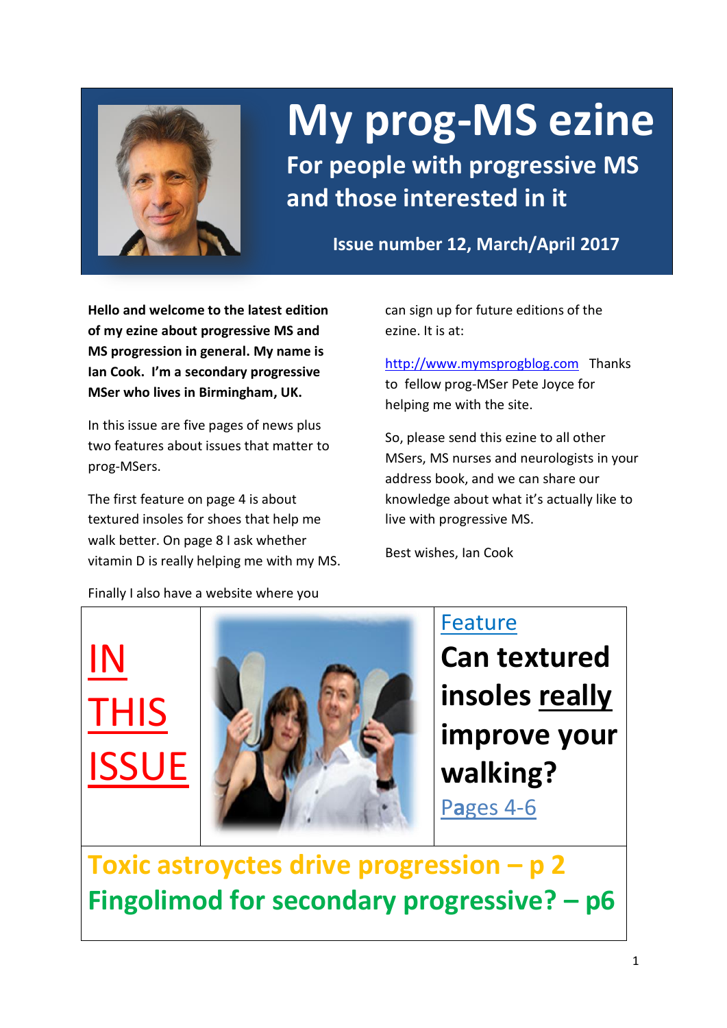# My prog-MS ezine

## For people with progressive MS and those interested in it

**Issue number 12, March/April 2017**

**Hello and welcome to the latest edition of my ezine about progressive MS and MS progression in general. My name is Ian Cook. I'm a secondary progressive MSer who lives in Birmingham, UK.**

In this issue are five pages of news plus two features about issues that matter to prog-MSers.

The first feature on page 4 is about textured insoles for shoes that help me walk better. On page 8 I ask whether vitamin D is really helping me with my MS.

Finally I also have a website where you can sign up for future editions of the ezine. It is at:

http://www.mymsprogblog.com Thanks to fellow prog-MSer Pete Joyce for helping me with the site.

So, please send this ezine to all other MSers, MS nurses and neurologists in your address book, and we can share our knowledge about what it's actually like to live with progressive MS.

Best wishes, Ian Cook

## IN THIS ISSUE

Feature

**Can textured insoles really improve your walking?**

Pages 4-6

**Toxic astroyctes drive progression – p 2**

**Fingolimod for secondary progressive? – p6**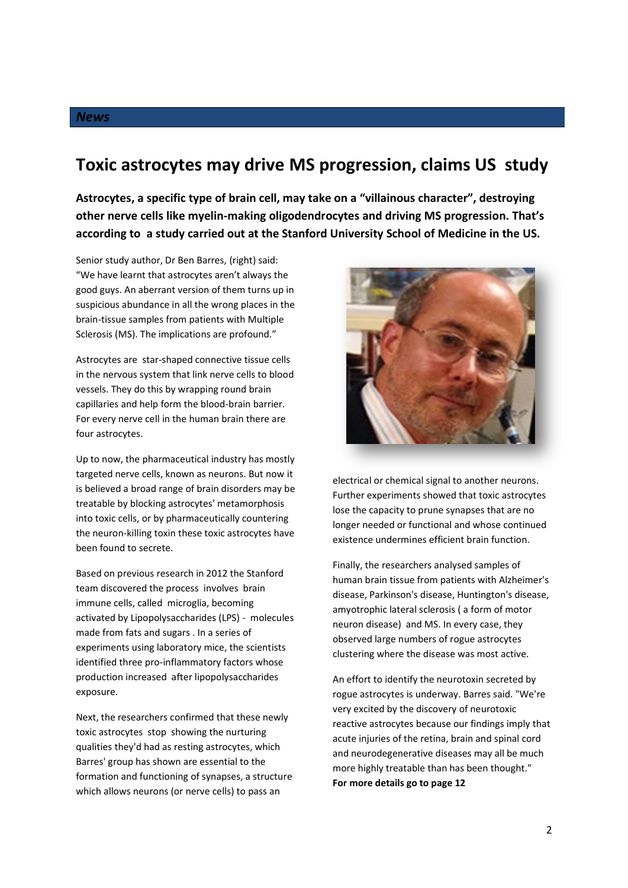*News*

# Toxic astrocytes may drive MS progression, claims US study

**Astrocytes, a specific type of brain cell, may take on a "villainous character", destroying other nerve cells like myelin-making oligodendrocytes and driving MS progression. That's according to a study carried out at the Stanford University School of Medicine in the US.**

Senior study author, Dr Ben Barres, (right) said: "We have learnt that astrocytes aren't always the good guys. An aberrant version of them turns up in suspicious abundance in all the wrong places in the brain-tissue samples from patients with Multiple Sclerosis (MS). The implications are profound."

Astrocytes are star-shaped connective tissue cells in the nervous system that link nerve cells to blood vessels. They do this by wrapping round brain capillaries and help form the blood-brain barrier. For every nerve cell in the human brain there are four astrocytes.

Up to now, the pharmaceutical industry has mostly targeted nerve cells, known as neurons. But now it is believed a broad range of brain disorders may be treatable by blocking astrocytes' metamorphosis into toxic cells, or by pharmaceutically countering the neuron-killing toxin these toxic astrocytes have been found to secrete.

Based on previous research in 2012 the Stanford team discovered the process involves brain immune cells, called microglia, becoming activated by Lipopolysaccharides (LPS) - molecules made from fats and sugars . In a series of experiments using laboratory mice, the scientists identified three pro-inflammatory factors whose production increased after lipopolysaccharides exposure.

Next, the researchers confirmed that these newly toxic astrocytes stop showing the nurturing qualities they'd had as resting astrocytes, which Barres' group has shown are essential to the formation and functioning of synapses, a structure which allows neurons (or nerve cells) to pass an electrical or chemical signal to another neurons. Further experiments showed that toxic astrocytes lose the capacity to prune synapses that are no longer needed or functional and whose continued existence undermines efficient brain function.

Finally, the researchers analysed samples of human brain tissue from patients with Alzheimer's disease, Parkinson's disease, Huntington's disease, amyotrophic lateral sclerosis ( a form of motor neuron disease) and MS. In every case, they observed large numbers of rogue astrocytes clustering where the disease was most active.

An effort to identify the neurotoxin secreted by rogue astrocytes is underway. Barres said. "We're very excited by the discovery of neurotoxic reactive astrocytes because our findings imply that acute injuries of the retina, brain and spinal cord and neurodegenerative diseases may all be much more highly treatable than has been thought."

**For more details go to page 12**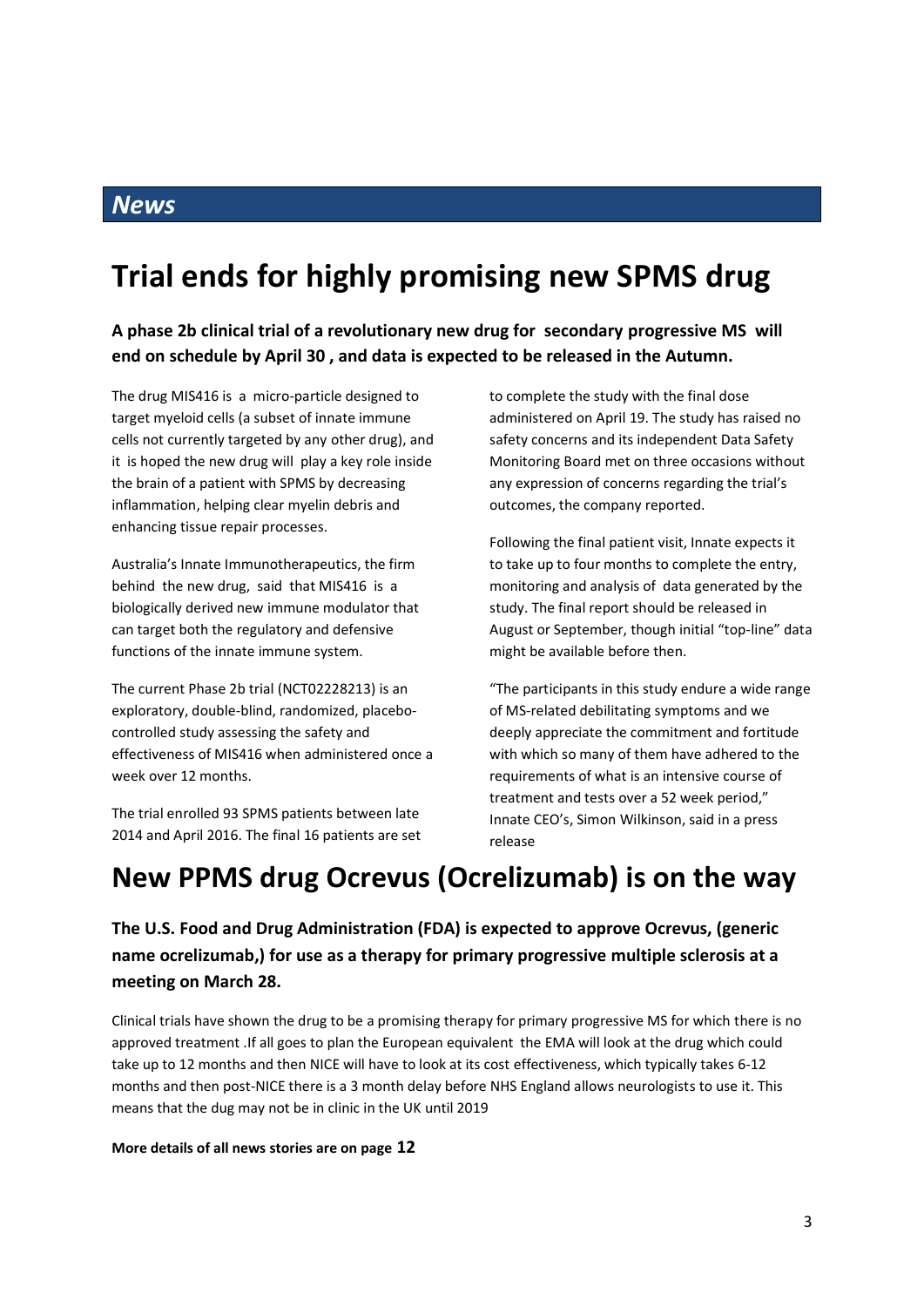## *News*

# Trial ends for highly promising new SPMS drug

**A phase 2b clinical trial of a revolutionary new drug for secondary progressive MS will end on schedule by April 30 , and data is expected to be released in the Autumn.**

The drug MIS416 is a micro-particle designed to target myeloid cells (a subset of innate immune cells not currently targeted by any other drug), and it is hoped the new drug will play a key role inside the brain of a patient with SPMS by decreasing inflammation, helping clear myelin debris and enhancing tissue repair processes.

Australia's Innate Immunotherapeutics, the firm behind the new drug, said that MIS416 is a biologically derived new immune modulator that can target both the regulatory and defensive functions of the innate immune system.

The current Phase 2b trial (NCT02228213) is an exploratory, double-blind, randomized, placebo-controlled study assessing the safety and effectiveness of MIS416 when administered once a week over 12 months.

The trial enrolled 93 SPMS patients between late 2014 and April 2016. The final 16 patients are set to complete the study with the final dose administered on April 19. The study has raised no safety concerns and its independent Data Safety Monitoring Board met on three occasions without any expression of concerns regarding the trial's outcomes, the company reported.

Following the final patient visit, Innate expects it to take up to four months to complete the entry, monitoring and analysis of data generated by the study. The final report should be released in August or September, though initial "top-line" data might be available before then.

"The participants in this study endure a wide range of MS-related debilitating symptoms and we deeply appreciate the commitment and fortitude with which so many of them have adhered to the requirements of what is an intensive course of treatment and tests over a 52 week period," Innate CEO's, Simon Wilkinson, said in a press release

# New PPMS drug Ocrevus (Ocrelizumab) is on the way

**The U.S. Food and Drug Administration (FDA) is expected to approve Ocrevus, (generic name ocrelizumab,) for use as a therapy for primary progressive multiple sclerosis at a meeting on March 28.**

Clinical trials have shown the drug to be a promising therapy for primary progressive MS for which there is no approved treatment .If all goes to plan the European equivalent the EMA will look at the drug which could take up to 12 months and then NICE will have to look at its cost effectiveness, which typically takes 6-12 months and then post-NICE there is a 3 month delay before NHS England allows neurologists to use it. This means that the dug may not be in clinic in the UK until 2019

**More details of all news stories are on page 12**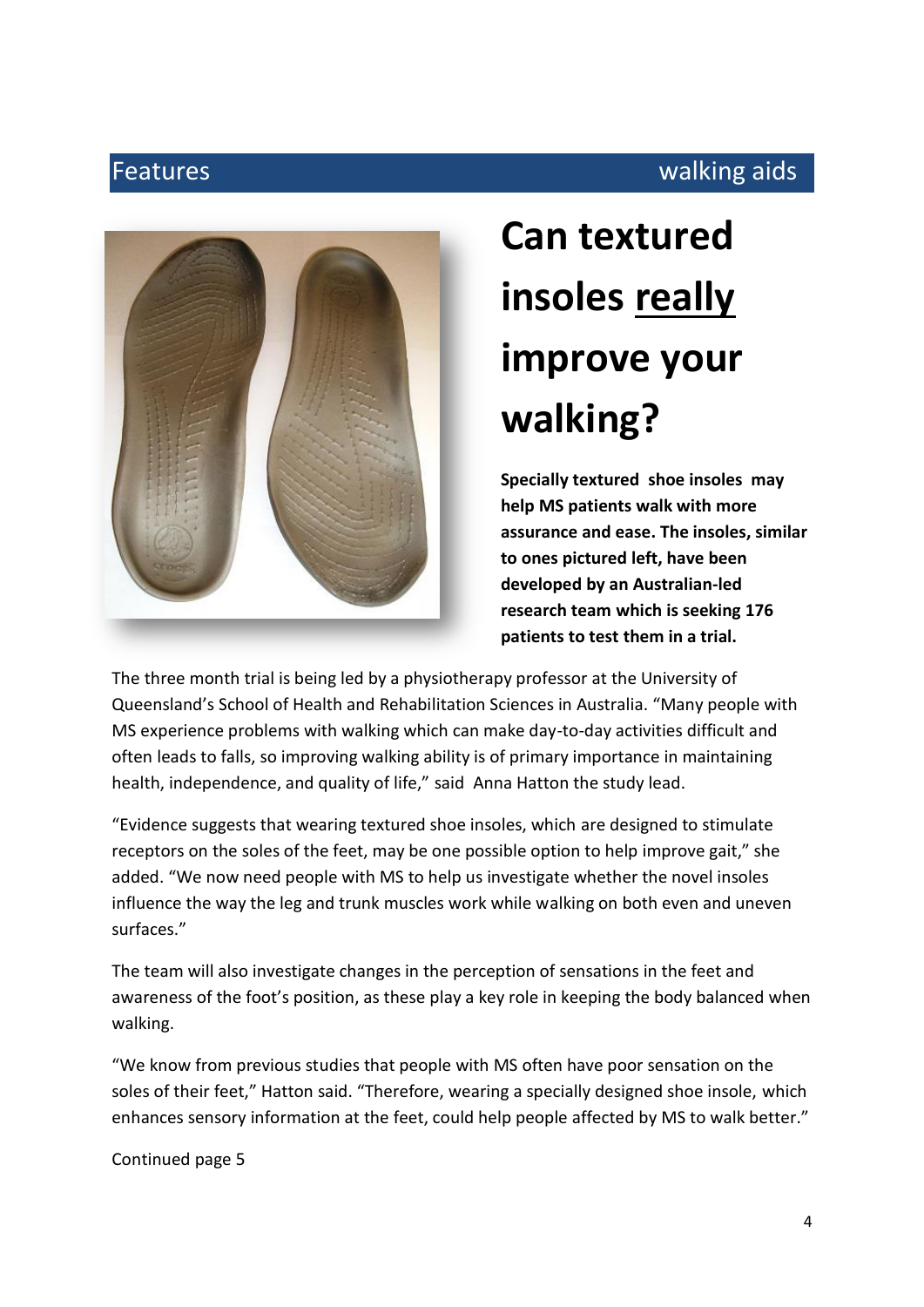Features walking aids

# Can textured insoles really improve your walking?

**Specially textured shoe insoles may help MS patients walk with more assurance and ease. The insoles, similar to ones pictured left, have been developed by an Australian-led research team which is seeking 176 patients to test them in a trial.**

The three month trial is being led by a physiotherapy professor at the University of Queensland's School of Health and Rehabilitation Sciences in Australia. "Many people with MS experience problems with walking which can make day-to-day activities difficult and often leads to falls, so improving walking ability is of primary importance in maintaining health, independence, and quality of life," said Anna Hatton the study lead.

"Evidence suggests that wearing textured shoe insoles, which are designed to stimulate receptors on the soles of the feet, may be one possible option to help improve gait," she added. "We now need people with MS to help us investigate whether the novel insoles influence the way the leg and trunk muscles work while walking on both even and uneven surfaces."

The team will also investigate changes in the perception of sensations in the feet and awareness of the foot's position, as these play a key role in keeping the body balanced when walking.

"We know from previous studies that people with MS often have poor sensation on the soles of their feet," Hatton said. "Therefore, wearing a specially designed shoe insole, which enhances sensory information at the feet, could help people affected by MS to walk better."

Continued page 5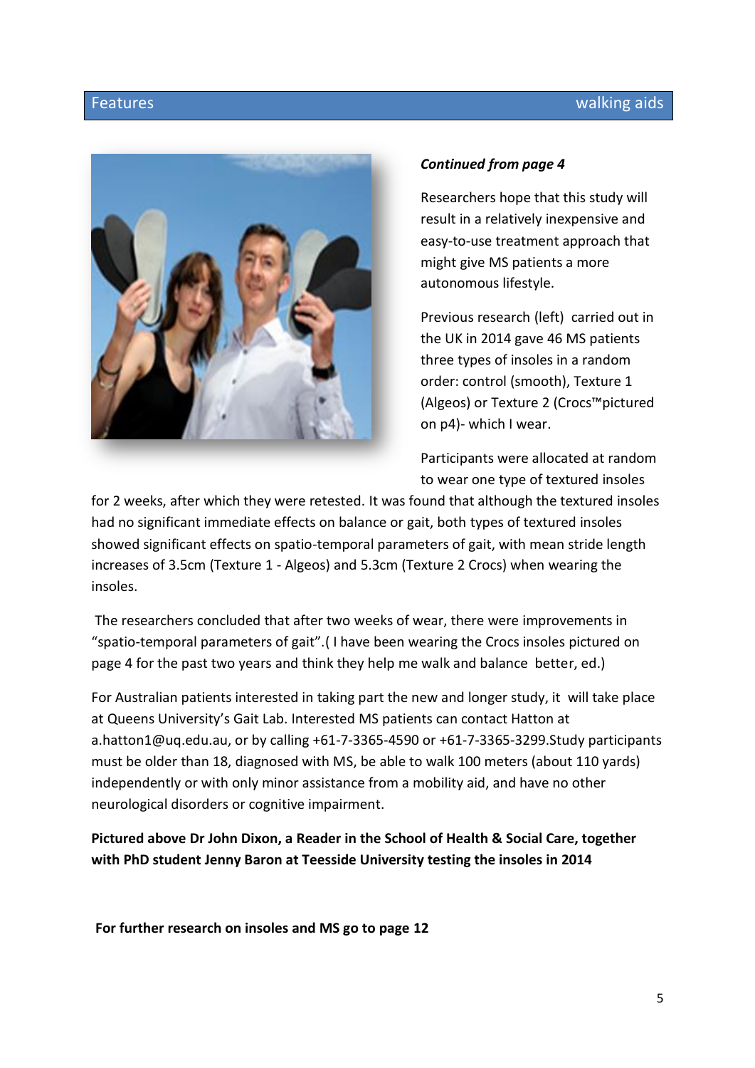*Continued from page 4*

Researchers hope that this study will result in a relatively inexpensive and easy-to-use treatment approach that might give MS patients a more autonomous lifestyle.

Previous research (left) carried out in the UK in 2014 gave 46 MS patients three types of insoles in a random order: control (smooth), Texture 1 (Algeos) or Texture 2 (Crocs™pictured on p4)- which I wear.

Participants were allocated at random to wear one type of textured insoles for 2 weeks, after which they were retested. It was found that although the textured insoles had no significant immediate effects on balance or gait, both types of textured insoles showed significant effects on spatio-temporal parameters of gait, with mean stride length increases of 3.5cm (Texture 1 - Algeos) and 5.3cm (Texture 2 Crocs) when wearing the insoles.

The researchers concluded that after two weeks of wear, there were improvements in "spatio-temporal parameters of gait".( I have been wearing the Crocs insoles pictured on page 4 for the past two years and think they help me walk and balance better, ed.)

For Australian patients interested in taking part the new and longer study, it will take place at Queens University's Gait Lab. Interested MS patients can contact Hatton at a.hatton1@uq.edu.au, or by calling +61-7-3365-4590 or +61-7-3365-3299.Study participants must be older than 18, diagnosed with MS, be able to walk 100 meters (about 110 yards) independently or with only minor assistance from a mobility aid, and have no other neurological disorders or cognitive impairment.

**Pictured above Dr John Dixon, a Reader in the School of Health & Social Care, together with PhD student Jenny Baron at Teesside University testing the insoles in 2014**

**For further research on insoles and MS go to page 12**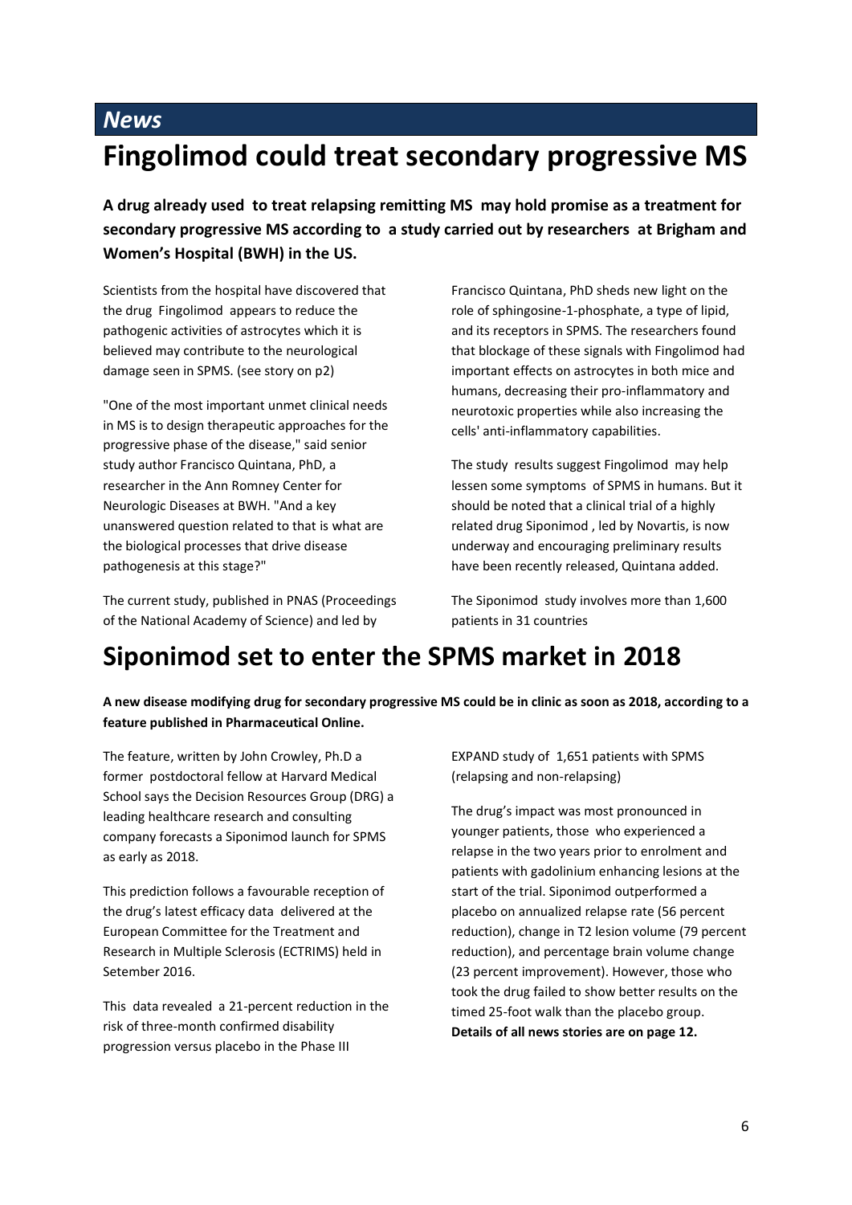*News*

# Fingolimod could treat secondary progressive MS

**A drug already used to treat relapsing remitting MS may hold promise as a treatment for secondary progressive MS according to a study carried out by researchers at Brigham and Women's Hospital (BWH) in the US.**

Scientists from the hospital have discovered that the drug Fingolimod appears to reduce the pathogenic activities of astrocytes which it is believed may contribute to the neurological damage seen in SPMS. (see story on p2)

"One of the most important unmet clinical needs in MS is to design therapeutic approaches for the progressive phase of the disease," said senior study author Francisco Quintana, PhD, a researcher in the Ann Romney Center for Neurologic Diseases at BWH. "And a key unanswered question related to that is what are the biological processes that drive disease pathogenesis at this stage?"

The current study, published in PNAS (Proceedings of the National Academy of Science) and led by Francisco Quintana, PhD sheds new light on the role of sphingosine-1-phosphate, a type of lipid, and its receptors in SPMS. The researchers found that blockage of these signals with Fingolimod had important effects on astrocytes in both mice and humans, decreasing their pro-inflammatory and neurotoxic properties while also increasing the cells' anti-inflammatory capabilities.

The study results suggest Fingolimod may help lessen some symptoms of SPMS in humans. But it should be noted that a clinical trial of a highly related drug Siponimod , led by Novartis, is now underway and encouraging preliminary results have been recently released, Quintana added.

The Siponimod study involves more than 1,600 patients in 31 countries

# Siponimod set to enter the SPMS market in 2018

**A new disease modifying drug for secondary progressive MS could be in clinic as soon as 2018, according to a feature published in Pharmaceutical Online.**

The feature, written by John Crowley, Ph.D a former postdoctoral fellow at Harvard Medical School says the Decision Resources Group (DRG) a leading healthcare research and consulting company forecasts a Siponimod launch for SPMS as early as 2018.

This prediction follows a favourable reception of the drug's latest efficacy data delivered at the European Committee for the Treatment and Research in Multiple Sclerosis (ECTRIMS) held in Setember 2016.

This data revealed a 21-percent reduction in the risk of three-month confirmed disability progression versus placebo in the Phase III EXPAND study of 1,651 patients with SPMS (relapsing and non-relapsing)

The drug's impact was most pronounced in younger patients, those who experienced a relapse in the two years prior to enrolment and patients with gadolinium enhancing lesions at the start of the trial. Siponimod outperformed a placebo on annualized relapse rate (56 percent reduction), change in T2 lesion volume (79 percent reduction), and percentage brain volume change (23 percent improvement). However, those who took the drug failed to show better results on the timed 25-foot walk than the placebo group.
**Details of all news stories are on page 12.**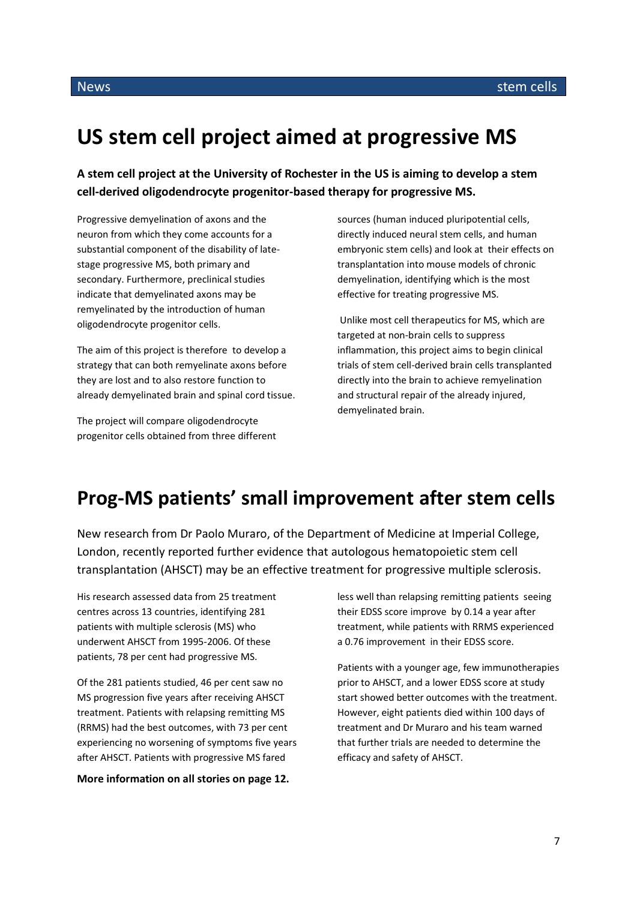# US stem cell project aimed at progressive MS

**A stem cell project at the University of Rochester in the US is aiming to develop a stem cell-derived oligodendrocyte progenitor-based therapy for progressive MS.**

Progressive demyelination of axons and the neuron from which they come accounts for a substantial component of the disability of late-stage progressive MS, both primary and secondary. Furthermore, preclinical studies indicate that demyelinated axons may be remyelinated by the introduction of human oligodendrocyte progenitor cells.

The aim of this project is therefore to develop a strategy that can both remyelinate axons before they are lost and to also restore function to already demyelinated brain and spinal cord tissue.

The project will compare oligodendrocyte progenitor cells obtained from three different sources (human induced pluripotential cells, directly induced neural stem cells, and human embryonic stem cells) and look at their effects on transplantation into mouse models of chronic demyelination, identifying which is the most effective for treating progressive MS.

Unlike most cell therapeutics for MS, which are targeted at non-brain cells to suppress inflammation, this project aims to begin clinical trials of stem cell-derived brain cells transplanted directly into the brain to achieve remyelination and structural repair of the already injured, demyelinated brain.

# Prog-MS patients' small improvement after stem cells

New research from Dr Paolo Muraro, of the Department of Medicine at Imperial College, London, recently reported further evidence that autologous hematopoietic stem cell transplantation (AHSCT) may be an effective treatment for progressive multiple sclerosis.

His research assessed data from 25 treatment centres across 13 countries, identifying 281 patients with multiple sclerosis (MS) who underwent AHSCT from 1995-2006. Of these patients, 78 per cent had progressive MS.

Of the 281 patients studied, 46 per cent saw no MS progression five years after receiving AHSCT treatment. Patients with relapsing remitting MS (RRMS) had the best outcomes, with 73 per cent experiencing no worsening of symptoms five years after AHSCT. Patients with progressive MS fared less well than relapsing remitting patients seeing their EDSS score improve by 0.14 a year after treatment, while patients with RRMS experienced a 0.76 improvement in their EDSS score.

Patients with a younger age, few immunotherapies prior to AHSCT, and a lower EDSS score at study start showed better outcomes with the treatment. However, eight patients died within 100 days of treatment and Dr Muraro and his team warned that further trials are needed to determine the efficacy and safety of AHSCT.

**More information on all stories on page 12.**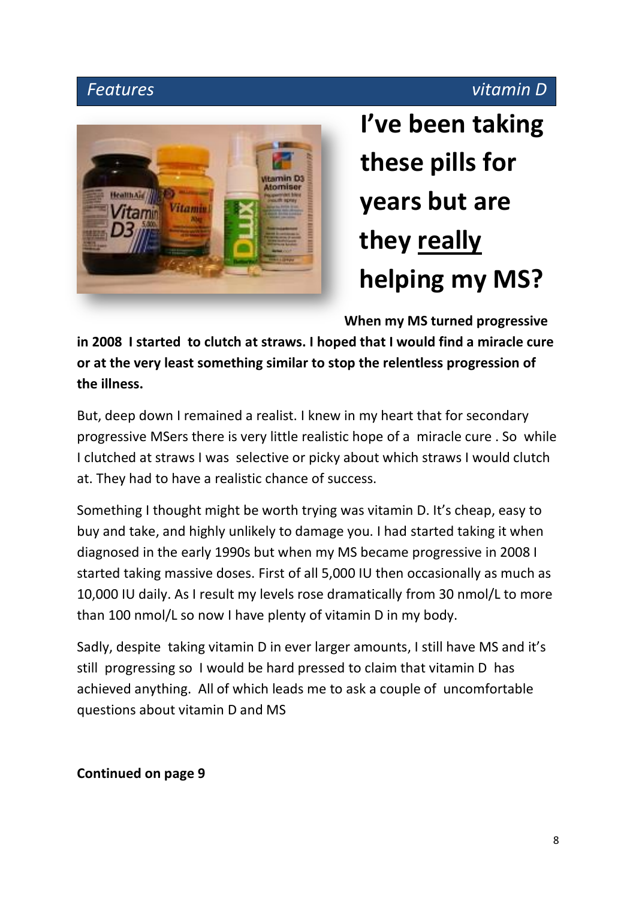Features | vitamin D

# I've been taking these pills for years but are they <u>really</u> helping my MS?

**When my MS turned progressive in 2008 I started to clutch at straws. I hoped that I would find a miracle cure or at the very least something similar to stop the relentless progression of the illness.**

But, deep down I remained a realist. I knew in my heart that for secondary progressive MSers there is very little realistic hope of a miracle cure . So while I clutched at straws I was selective or picky about which straws I would clutch at. They had to have a realistic chance of success.

Something I thought might be worth trying was vitamin D. It's cheap, easy to buy and take, and highly unlikely to damage you. I had started taking it when diagnosed in the early 1990s but when my MS became progressive in 2008 I started taking massive doses. First of all 5,000 IU then occasionally as much as 10,000 IU daily. As I result my levels rose dramatically from 30 nmol/L to more than 100 nmol/L so now I have plenty of vitamin D in my body.

Sadly, despite taking vitamin D in ever larger amounts, I still have MS and it's still progressing so I would be hard pressed to claim that vitamin D has achieved anything. All of which leads me to ask a couple of uncomfortable questions about vitamin D and MS

**Continued on page 9**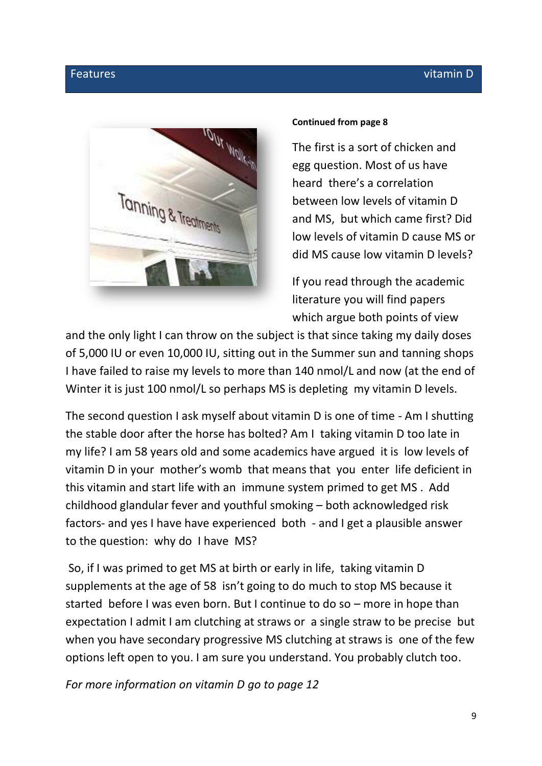**Continued from page 8**

The first is a sort of chicken and egg question. Most of us have heard there's a correlation between low levels of vitamin D and MS, but which came first? Did low levels of vitamin D cause MS or did MS cause low vitamin D levels?

If you read through the academic literature you will find papers which argue both points of view and the only light I can throw on the subject is that since taking my daily doses of 5,000 IU or even 10,000 IU, sitting out in the Summer sun and tanning shops I have failed to raise my levels to more than 140 nmol/L and now (at the end of Winter it is just 100 nmol/L so perhaps MS is depleting my vitamin D levels.

The second question I ask myself about vitamin D is one of time - Am I shutting the stable door after the horse has bolted? Am I taking vitamin D too late in my life? I am 58 years old and some academics have argued it is low levels of vitamin D in your mother's womb that means that you enter life deficient in this vitamin and start life with an immune system primed to get MS . Add childhood glandular fever and youthful smoking – both acknowledged risk factors- and yes I have have experienced both - and I get a plausible answer to the question: why do I have MS?

So, if I was primed to get MS at birth or early in life, taking vitamin D supplements at the age of 58 isn't going to do much to stop MS because it started before I was even born. But I continue to do so – more in hope than expectation I admit I am clutching at straws or a single straw to be precise but when you have secondary progressive MS clutching at straws is one of the few options left open to you. I am sure you understand. You probably clutch too.

*For more information on vitamin D go to page 12*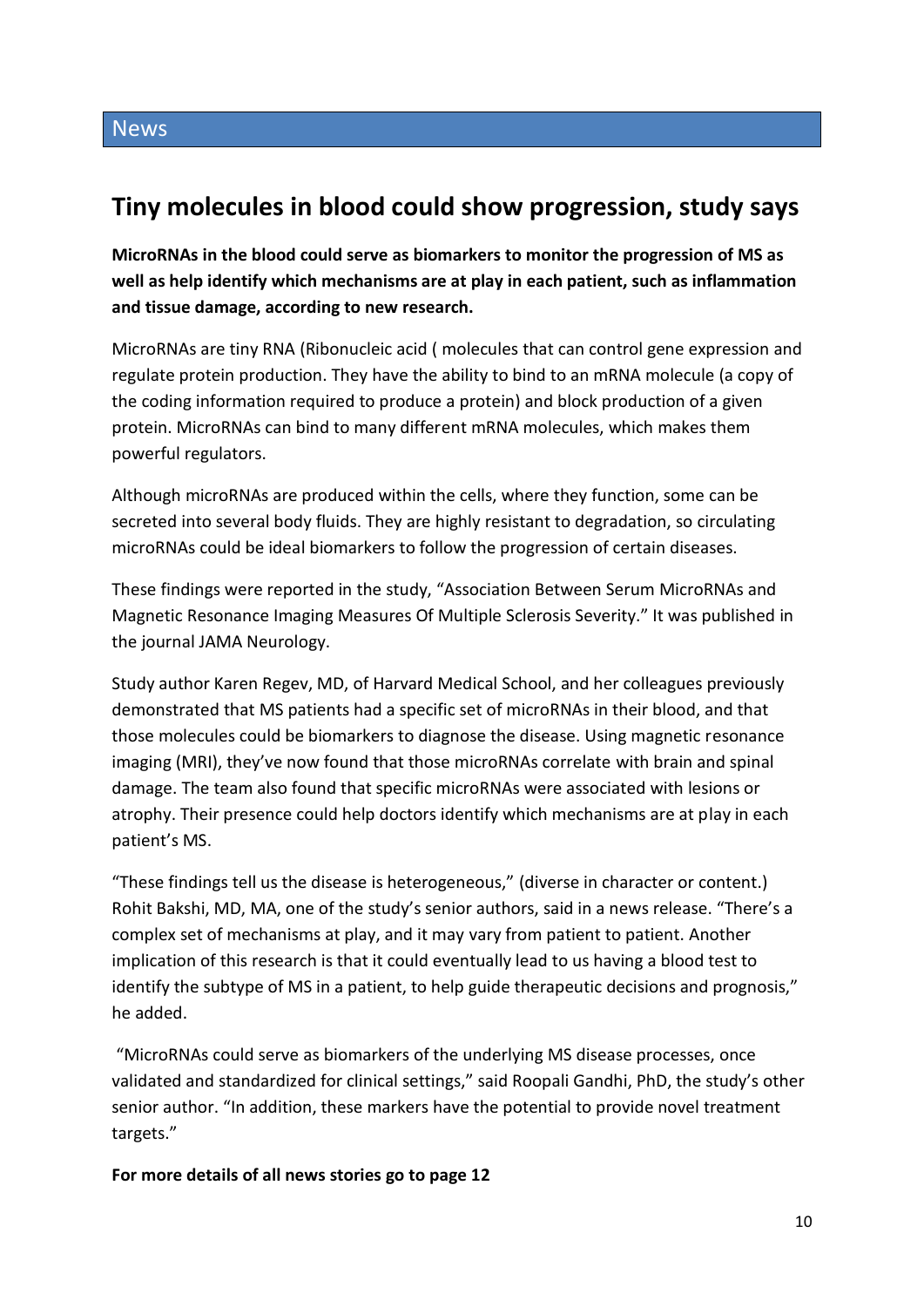## News

# Tiny molecules in blood could show progression, study says

**MicroRNAs in the blood could serve as biomarkers to monitor the progression of MS as well as help identify which mechanisms are at play in each patient, such as inflammation and tissue damage, according to new research.**

MicroRNAs are tiny RNA (Ribonucleic acid ( molecules that can control gene expression and regulate protein production. They have the ability to bind to an mRNA molecule (a copy of the coding information required to produce a protein) and block production of a given protein. MicroRNAs can bind to many different mRNA molecules, which makes them powerful regulators.

Although microRNAs are produced within the cells, where they function, some can be secreted into several body fluids. They are highly resistant to degradation, so circulating microRNAs could be ideal biomarkers to follow the progression of certain diseases.

These findings were reported in the study, "Association Between Serum MicroRNAs and Magnetic Resonance Imaging Measures Of Multiple Sclerosis Severity." It was published in the journal JAMA Neurology.

Study author Karen Regev, MD, of Harvard Medical School, and her colleagues previously demonstrated that MS patients had a specific set of microRNAs in their blood, and that those molecules could be biomarkers to diagnose the disease. Using magnetic resonance imaging (MRI), they've now found that those microRNAs correlate with brain and spinal damage. The team also found that specific microRNAs were associated with lesions or atrophy. Their presence could help doctors identify which mechanisms are at play in each patient's MS.

"These findings tell us the disease is heterogeneous," (diverse in character or content.) Rohit Bakshi, MD, MA, one of the study's senior authors, said in a news release. "There's a complex set of mechanisms at play, and it may vary from patient to patient. Another implication of this research is that it could eventually lead to us having a blood test to identify the subtype of MS in a patient, to help guide therapeutic decisions and prognosis," he added.

"MicroRNAs could serve as biomarkers of the underlying MS disease processes, once validated and standardized for clinical settings," said Roopali Gandhi, PhD, the study's other senior author. "In addition, these markers have the potential to provide novel treatment targets."

**For more details of all news stories go to page 12**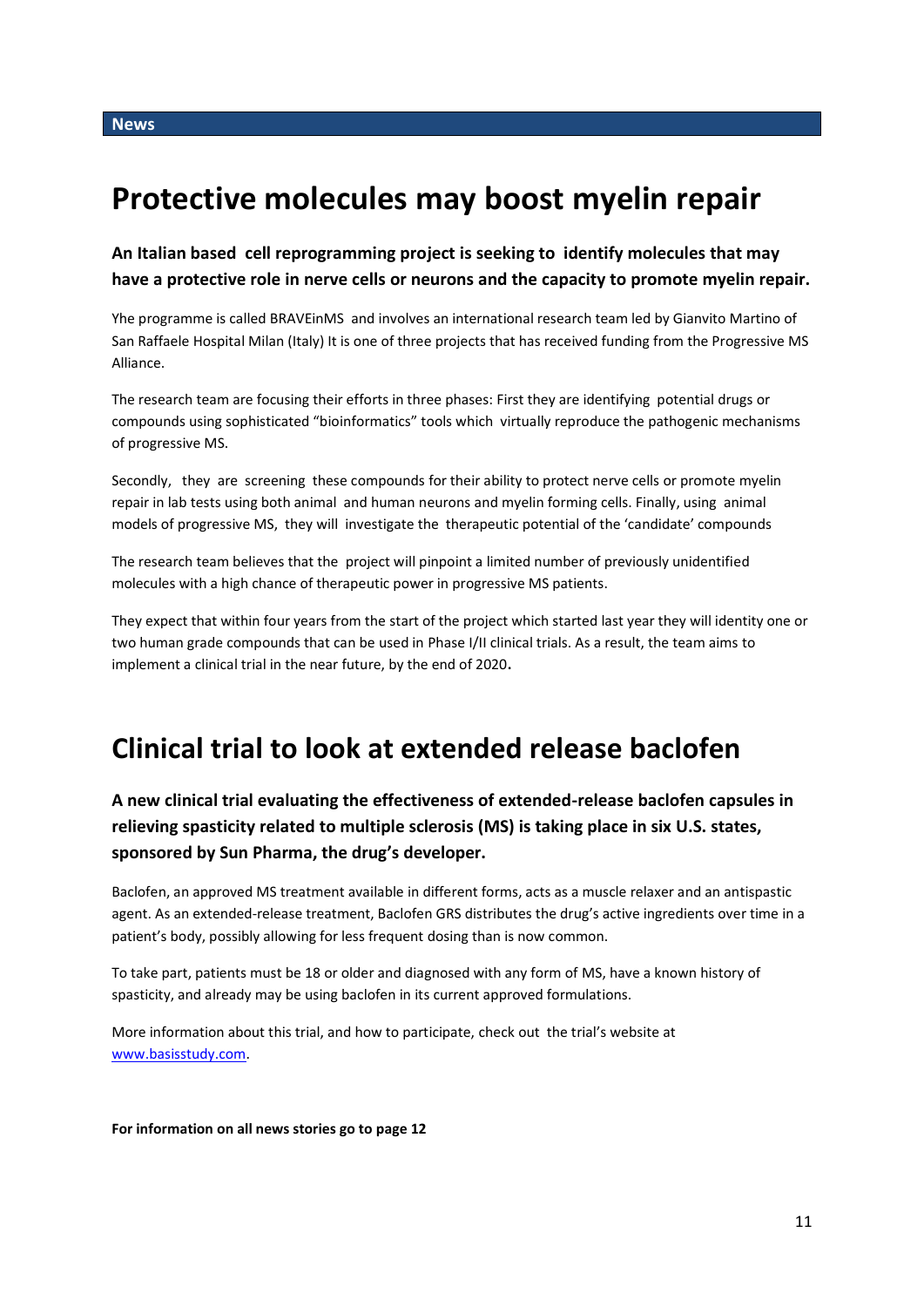**News**

# Protective molecules may boost myelin repair

**An Italian based cell reprogramming project is seeking to identify molecules that may have a protective role in nerve cells or neurons and the capacity to promote myelin repair.**

Yhe programme is called BRAVEinMS and involves an international research team led by Gianvito Martino of San Raffaele Hospital Milan (Italy) It is one of three projects that has received funding from the Progressive MS Alliance.

The research team are focusing their efforts in three phases: First they are identifying potential drugs or compounds using sophisticated "bioinformatics" tools which virtually reproduce the pathogenic mechanisms of progressive MS.

Secondly, they are screening these compounds for their ability to protect nerve cells or promote myelin repair in lab tests using both animal and human neurons and myelin forming cells. Finally, using animal models of progressive MS, they will investigate the therapeutic potential of the 'candidate' compounds

The research team believes that the project will pinpoint a limited number of previously unidentified molecules with a high chance of therapeutic power in progressive MS patients.

They expect that within four years from the start of the project which started last year they will identity one or two human grade compounds that can be used in Phase I/II clinical trials. As a result, the team aims to implement a clinical trial in the near future, by the end of 2020.

# Clinical trial to look at extended release baclofen

**A new clinical trial evaluating the effectiveness of extended-release baclofen capsules in relieving spasticity related to multiple sclerosis (MS) is taking place in six U.S. states, sponsored by Sun Pharma, the drug's developer.**

Baclofen, an approved MS treatment available in different forms, acts as a muscle relaxer and an antispastic agent. As an extended-release treatment, Baclofen GRS distributes the drug's active ingredients over time in a patient's body, possibly allowing for less frequent dosing than is now common.

To take part, patients must be 18 or older and diagnosed with any form of MS, have a known history of spasticity, and already may be using baclofen in its current approved formulations.

More information about this trial, and how to participate, check out the trial's website at [www.basisstudy.com](http://www.basisstudy.com).

**For information on all news stories go to page 12**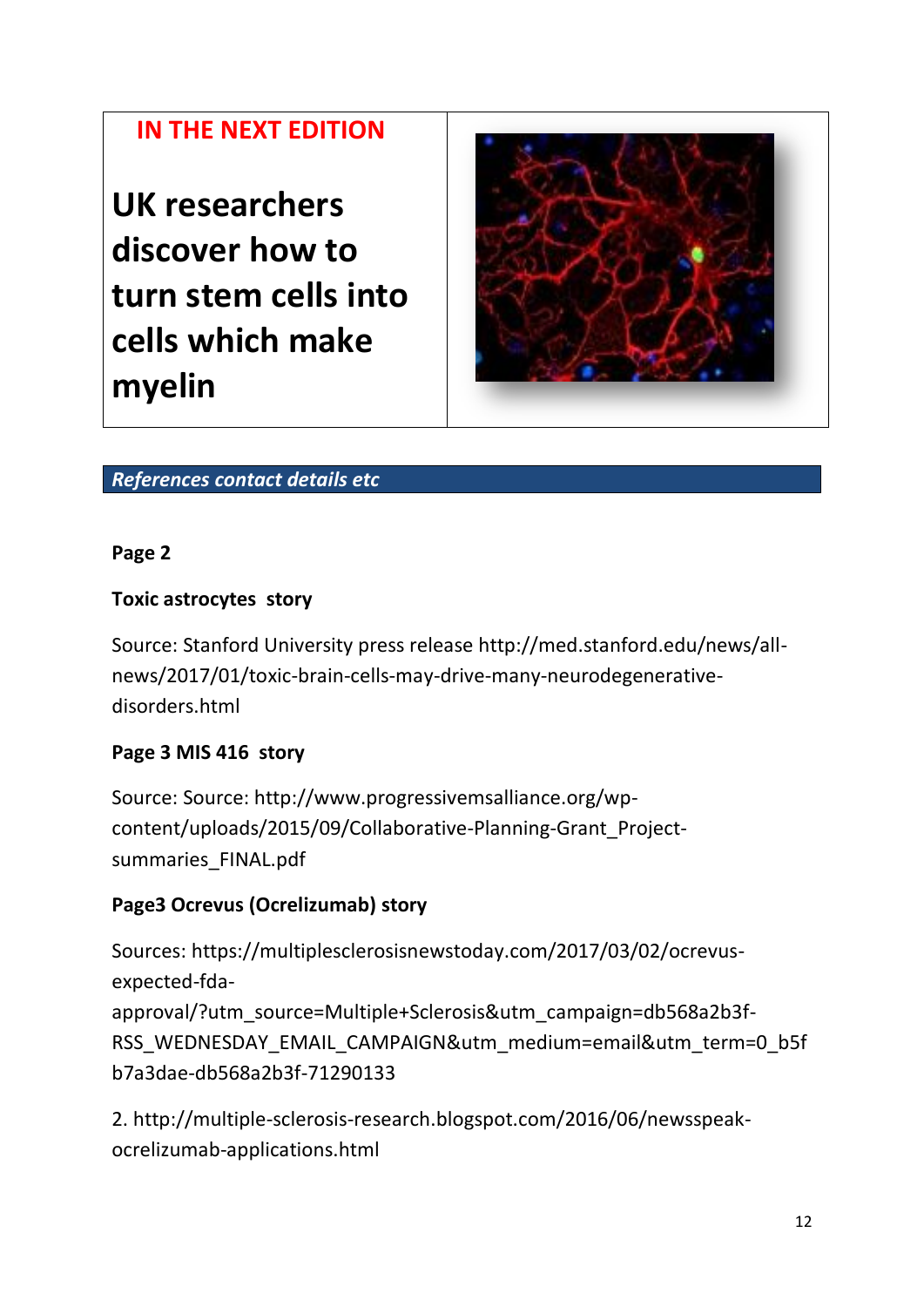## IN THE NEXT EDITION

# UK researchers discover how to turn stem cells into cells which make myelin

## *References contact details etc*

**Page 2**

**Toxic astrocytes story**

Source: Stanford University press release http://med.stanford.edu/news/all-news/2017/01/toxic-brain-cells-may-drive-many-neurodegenerative-disorders.html

**Page 3 MIS 416 story**

Source: Source: http://www.progressivemsalliance.org/wp-content/uploads/2015/09/Collaborative-Planning-Grant_Project-summaries_FINAL.pdf

**Page3 Ocrevus (Ocrelizumab) story**

Sources: https://multiplesclerosisnewstoday.com/2017/03/02/ocrevus-expected-fda-approval/?utm_source=Multiple+Sclerosis&utm_campaign=db568a2b3f-RSS_WEDNESDAY_EMAIL_CAMPAIGN&utm_medium=email&utm_term=0_b5fb7a3dae-db568a2b3f-71290133

2. http://multiple-sclerosis-research.blogspot.com/2016/06/newsspeak-ocrelizumab-applications.html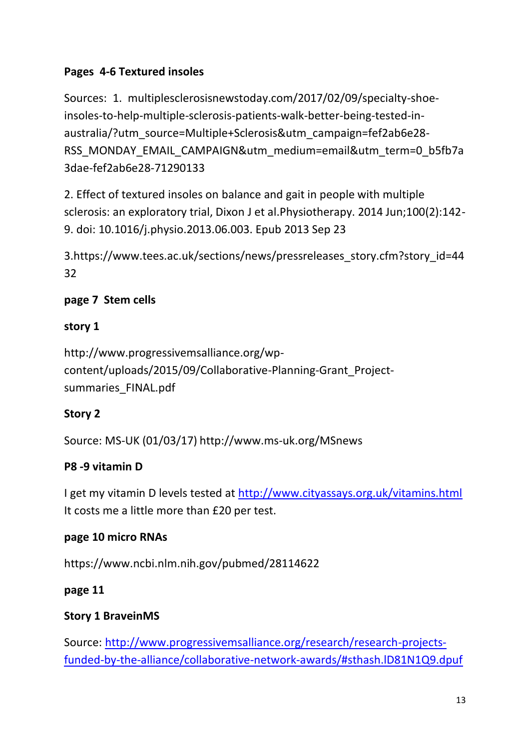**Pages 4-6 Textured insoles**

Sources: 1. multiplesclerosisnewstoday.com/2017/02/09/specialty-shoe-insoles-to-help-multiple-sclerosis-patients-walk-better-being-tested-in-australia/?utm_source=Multiple+Sclerosis&utm_campaign=fef2ab6e28-RSS_MONDAY_EMAIL_CAMPAIGN&utm_medium=email&utm_term=0_b5fb7a3dae-fef2ab6e28-71290133

2. Effect of textured insoles on balance and gait in people with multiple sclerosis: an exploratory trial, Dixon J et al.Physiotherapy. 2014 Jun;100(2):142-9. doi: 10.1016/j.physio.2013.06.003. Epub 2013 Sep 23

3.https://www.tees.ac.uk/sections/news/pressreleases_story.cfm?story_id=4432

**page 7 Stem cells**

**story 1**

http://www.progressivemsalliance.org/wp-content/uploads/2015/09/Collaborative-Planning-Grant_Project-summaries_FINAL.pdf

**Story 2**

Source: MS-UK (01/03/17) http://www.ms-uk.org/MSnews

**P8 -9 vitamin D**

I get my vitamin D levels tested at http://www.cityassays.org.uk/vitamins.html It costs me a little more than £20 per test.

**page 10 micro RNAs**

https://www.ncbi.nlm.nih.gov/pubmed/28114622

**page 11**

**Story 1 BraveinMS**

Source: http://www.progressivemsalliance.org/research/research-projects-funded-by-the-alliance/collaborative-network-awards/#sthash.lD81N1Q9.dpuf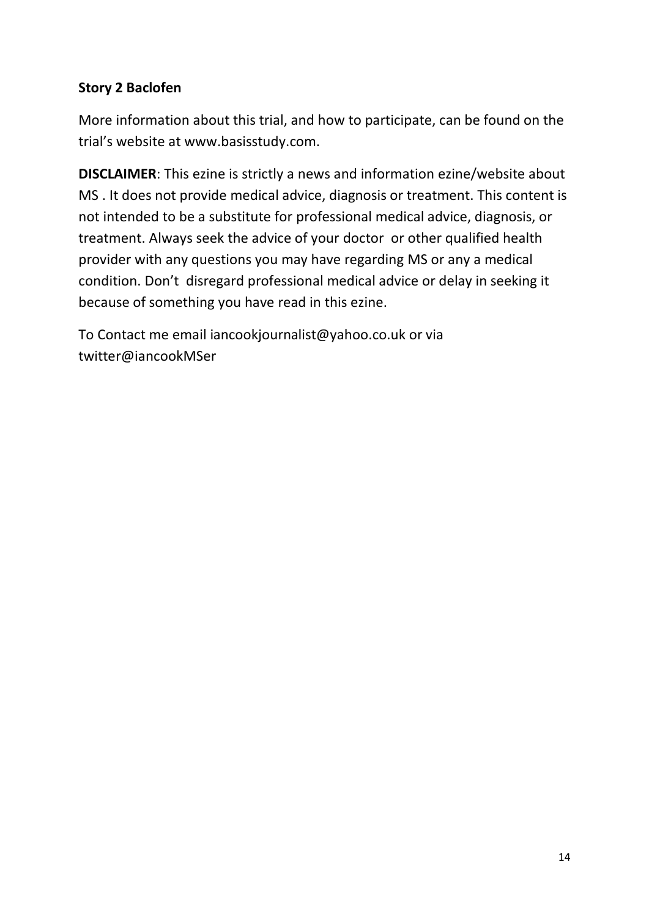**Story 2 Baclofen**

More information about this trial, and how to participate, can be found on the trial's website at www.basisstudy.com.

**DISCLAIMER**: This ezine is strictly a news and information ezine/website about MS . It does not provide medical advice, diagnosis or treatment. This content is not intended to be a substitute for professional medical advice, diagnosis, or treatment. Always seek the advice of your doctor or other qualified health provider with any questions you may have regarding MS or any a medical condition. Don't disregard professional medical advice or delay in seeking it because of something you have read in this ezine.

To Contact me email iancookjournalist@yahoo.co.uk or via twitter@iancookMSer